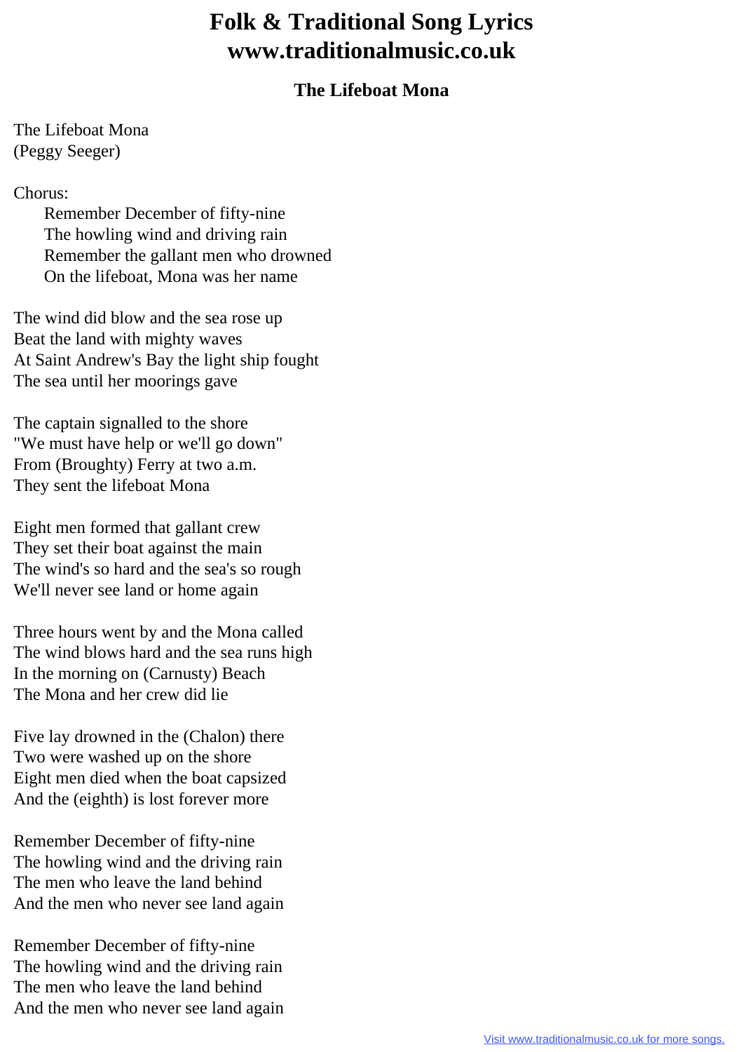# Folk & Traditional Song Lyrics
# www.traditionalmusic.co.uk

## The Lifeboat Mona

The Lifeboat Mona
(Peggy Seeger)

Chorus:
Remember December of fifty-nine
The howling wind and driving rain
Remember the gallant men who drowned
On the lifeboat, Mona was her name

The wind did blow and the sea rose up
Beat the land with mighty waves
At Saint Andrew's Bay the light ship fought
The sea until her moorings gave

The captain signalled to the shore
"We must have help or we'll go down"
From (Broughty) Ferry at two a.m.
They sent the lifeboat Mona

Eight men formed that gallant crew
They set their boat against the main
The wind's so hard and the sea's so rough
We'll never see land or home again

Three hours went by and the Mona called
The wind blows hard and the sea runs high
In the morning on (Carnusty) Beach
The Mona and her crew did lie

Five lay drowned in the (Chalon) there
Two were washed up on the shore
Eight men died when the boat capsized
And the (eighth) is lost forever more

Remember December of fifty-nine
The howling wind and the driving rain
The men who leave the land behind
And the men who never see land again

Remember December of fifty-nine
The howling wind and the driving rain
The men who leave the land behind
And the men who never see land again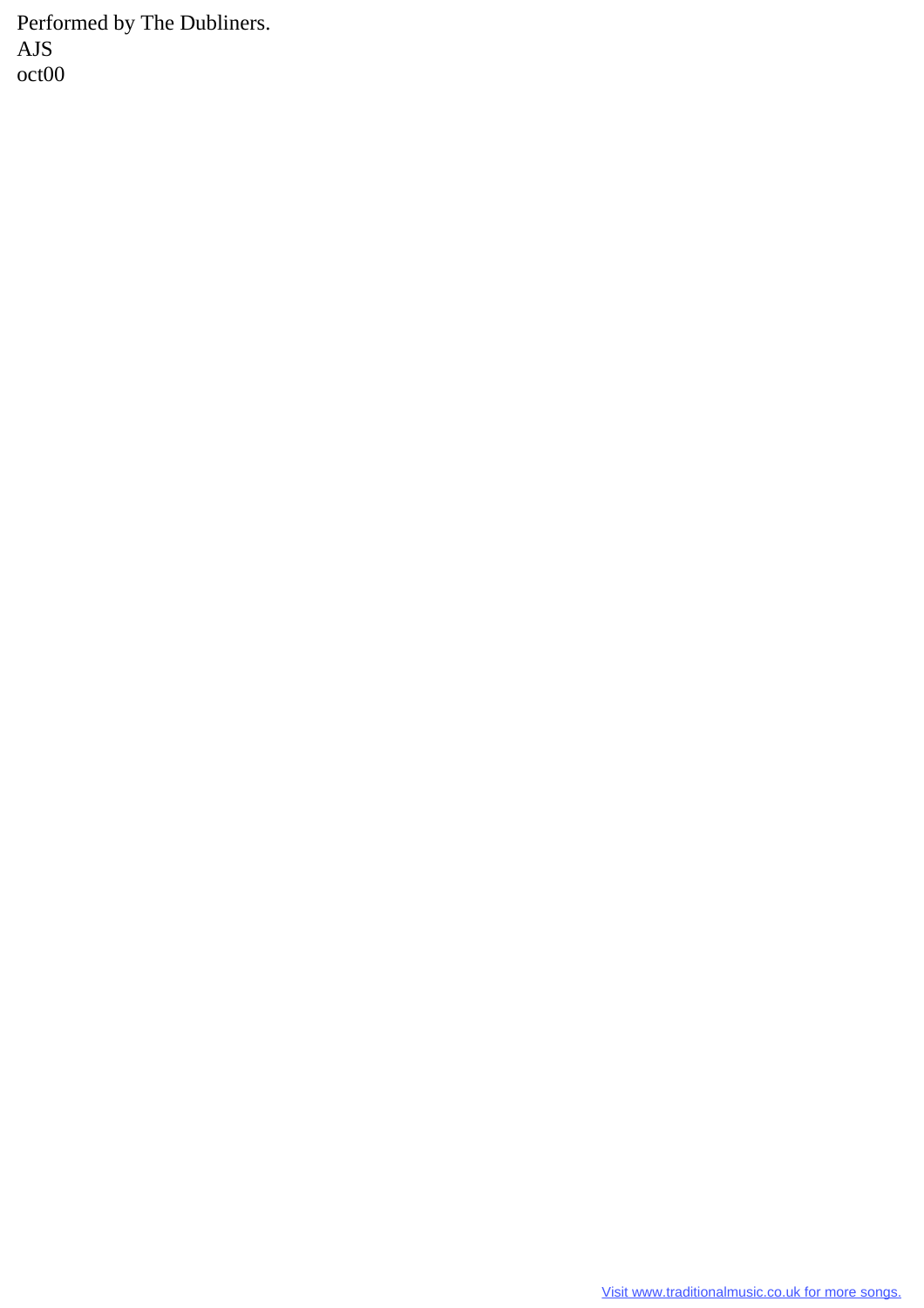Performed by The Dubliners.
AJS
oct00